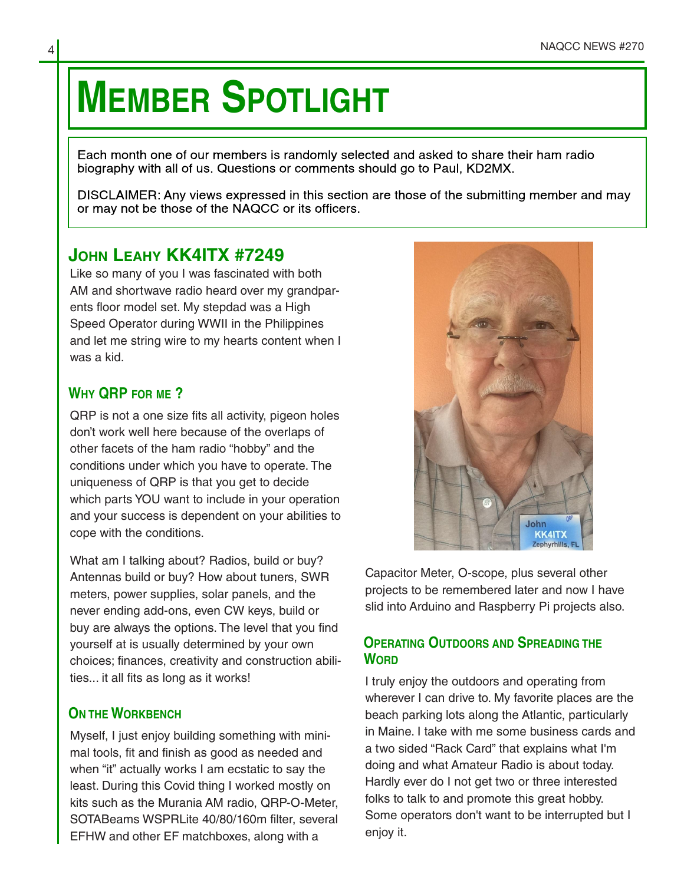# MEMBER SPOTLIGHT

Each month one of our members is randomly selected and asked to share their ham radio biography with all of us. Questions or comments should go to Paul, KD2MX.

DISCLAIMER: Any views expressed in this section are those of the submitting member and may or may not be those of the NAQCC or its officers.

## JOHN LEAHY KK4ITX #7249

Like so many of you I was fascinated with both AM and shortwave radio heard over my grandparents floor model set. My stepdad was a High Speed Operator during WWII in the Philippines and let me string wire to my hearts content when I was a kid.

### WHY QRP FOR ME ?

QRP is not a one size fits all activity, pigeon holes don't work well here because of the overlaps of other facets of the ham radio "hobby" and the conditions under which you have to operate. The uniqueness of QRP is that you get to decide which parts YOU want to include in your operation and your success is dependent on your abilities to cope with the conditions.

What am I talking about? Radios, build or buy? Antennas build or buy? How about tuners, SWR meters, power supplies, solar panels, and the never ending add-ons, even CW keys, build or buy are always the options. The level that you find yourself at is usually determined by your own choices; finances, creativity and construction abilities... it all fits as long as it works!

### ON THE WORKBENCH

Myself, I just enjoy building something with minimal tools, fit and finish as good as needed and when "it" actually works I am ecstatic to say the least. During this Covid thing I worked mostly on kits such as the Murania AM radio, QRP-O-Meter, SOTABeams WSPRLite 40/80/160m filter, several EFHW and other EF matchboxes, along with a Capacitor Meter, O-scope, plus several other projects to be remembered later and now I have slid into Arduino and Raspberry Pi projects also.

### OPERATING OUTDOORS AND SPREADING THE WORD

I truly enjoy the outdoors and operating from wherever I can drive to. My favorite places are the beach parking lots along the Atlantic, particularly in Maine. I take with me some business cards and a two sided "Rack Card" that explains what I'm doing and what Amateur Radio is about today. Hardly ever do I not get two or three interested folks to talk to and promote this great hobby. Some operators don't want to be interrupted but I enjoy it.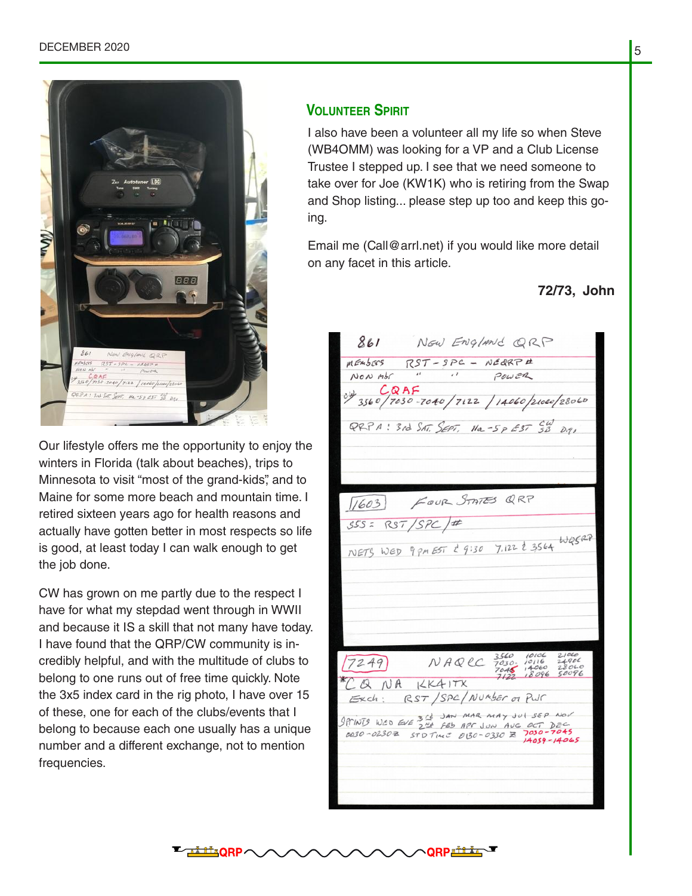Our lifestyle offers me the opportunity to enjoy the winters in Florida (talk about beaches), trips to Minnesota to visit "most of the grand-kids", and to Maine for some more beach and mountain time. I retired sixteen years ago for health reasons and actually have gotten better in most respects so life is good, at least today I can walk enough to get the job done.

CW has grown on me partly due to the respect I have for what my stepdad went through in WWII and because it IS a skill that not many have today. I have found that the QRP/CW community is incredibly helpful, and with the multitude of clubs to belong to one runs out of free time quickly. Note the 3x5 index card in the rig photo, I have over 15 of these, one for each of the clubs/events that I belong to because each one usually has a unique number and a different exchange, not to mention frequencies.

## Volunteer Spirit

I also have been a volunteer all my life so when Steve (WB4OMM) was looking for a VP and a Club License Trustee I stepped up. I see that we need someone to take over for Joe (KW1K) who is retiring from the Swap and Shop listing... please step up too and keep this going.

Email me (Call@arrl.net) if you would like more detail on any facet in this article.

**72/73, John**